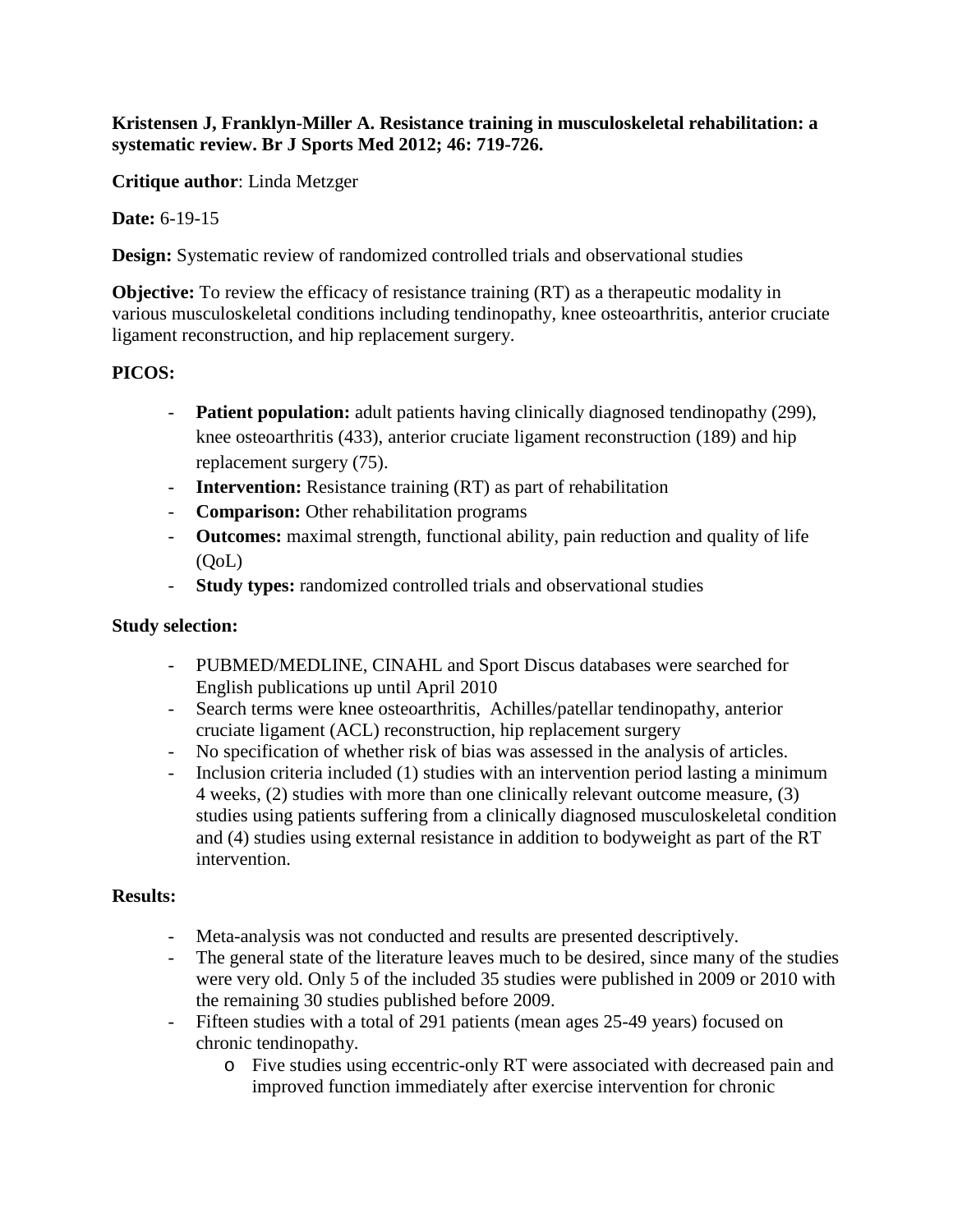**Kristensen J, Franklyn-Miller A. Resistance training in musculoskeletal rehabilitation: a systematic review. Br J Sports Med 2012; 46: 719-726.**

**Critique author**: Linda Metzger

**Date:** 6-19-15

**Design:** Systematic review of randomized controlled trials and observational studies

**Objective:** To review the efficacy of resistance training (RT) as a therapeutic modality in various musculoskeletal conditions including tendinopathy, knee osteoarthritis, anterior cruciate ligament reconstruction, and hip replacement surgery.

**PICOS:**

- **Patient population:** adult patients having clinically diagnosed tendinopathy (299), knee osteoarthritis (433), anterior cruciate ligament reconstruction (189) and hip replacement surgery (75).
- **Intervention:** Resistance training (RT) as part of rehabilitation
- **Comparison:** Other rehabilitation programs
- **Outcomes:** maximal strength, functional ability, pain reduction and quality of life (QoL)
- **Study types:** randomized controlled trials and observational studies

**Study selection:**

- PUBMED/MEDLINE, CINAHL and Sport Discus databases were searched for English publications up until April 2010
- Search terms were knee osteoarthritis, Achilles/patellar tendinopathy, anterior cruciate ligament (ACL) reconstruction, hip replacement surgery
- No specification of whether risk of bias was assessed in the analysis of articles.
- Inclusion criteria included (1) studies with an intervention period lasting a minimum 4 weeks, (2) studies with more than one clinically relevant outcome measure, (3) studies using patients suffering from a clinically diagnosed musculoskeletal condition and (4) studies using external resistance in addition to bodyweight as part of the RT intervention.

**Results:**

- Meta-analysis was not conducted and results are presented descriptively.
- The general state of the literature leaves much to be desired, since many of the studies were very old. Only 5 of the included 35 studies were published in 2009 or 2010 with the remaining 30 studies published before 2009.
- Fifteen studies with a total of 291 patients (mean ages 25-49 years) focused on chronic tendinopathy.
    - Five studies using eccentric-only RT were associated with decreased pain and improved function immediately after exercise intervention for chronic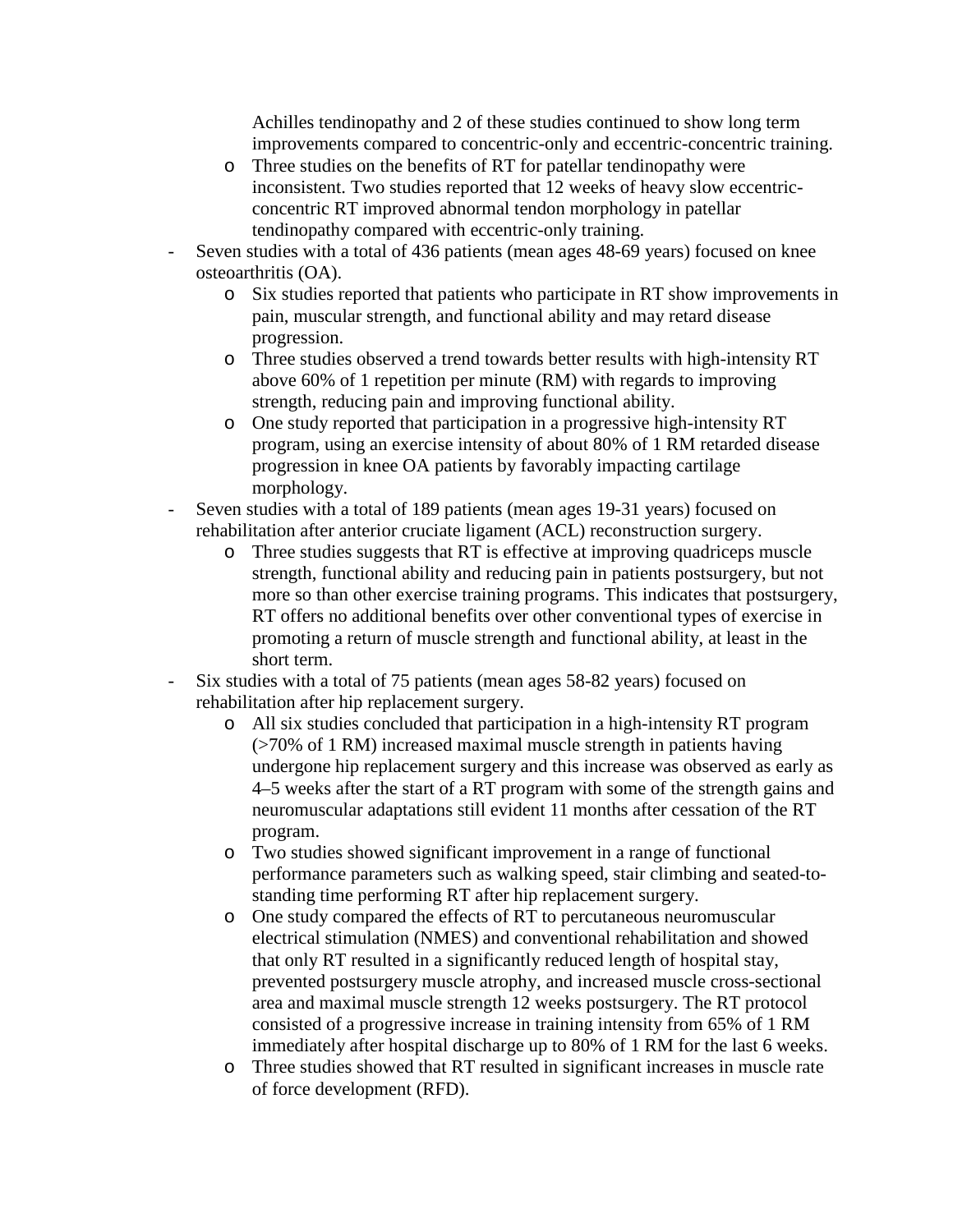Achilles tendinopathy and 2 of these studies continued to show long term improvements compared to concentric-only and eccentric-concentric training.

    - Three studies on the benefits of RT for patellar tendinopathy were inconsistent. Two studies reported that 12 weeks of heavy slow eccentric-concentric RT improved abnormal tendon morphology in patellar tendinopathy compared with eccentric-only training.

- Seven studies with a total of 436 patients (mean ages 48-69 years) focused on knee osteoarthritis (OA).
    - Six studies reported that patients who participate in RT show improvements in pain, muscular strength, and functional ability and may retard disease progression.
    - Three studies observed a trend towards better results with high-intensity RT above 60% of 1 repetition per minute (RM) with regards to improving strength, reducing pain and improving functional ability.
    - One study reported that participation in a progressive high-intensity RT program, using an exercise intensity of about 80% of 1 RM retarded disease progression in knee OA patients by favorably impacting cartilage morphology.
- Seven studies with a total of 189 patients (mean ages 19-31 years) focused on rehabilitation after anterior cruciate ligament (ACL) reconstruction surgery.
    - Three studies suggests that RT is effective at improving quadriceps muscle strength, functional ability and reducing pain in patients postsurgery, but not more so than other exercise training programs. This indicates that postsurgery, RT offers no additional benefits over other conventional types of exercise in promoting a return of muscle strength and functional ability, at least in the short term.
- Six studies with a total of 75 patients (mean ages 58-82 years) focused on rehabilitation after hip replacement surgery.
    - All six studies concluded that participation in a high-intensity RT program (>70% of 1 RM) increased maximal muscle strength in patients having undergone hip replacement surgery and this increase was observed as early as 4–5 weeks after the start of a RT program with some of the strength gains and neuromuscular adaptations still evident 11 months after cessation of the RT program.
    - Two studies showed significant improvement in a range of functional performance parameters such as walking speed, stair climbing and seated-to-standing time performing RT after hip replacement surgery.
    - One study compared the effects of RT to percutaneous neuromuscular electrical stimulation (NMES) and conventional rehabilitation and showed that only RT resulted in a significantly reduced length of hospital stay, prevented postsurgery muscle atrophy, and increased muscle cross-sectional area and maximal muscle strength 12 weeks postsurgery. The RT protocol consisted of a progressive increase in training intensity from 65% of 1 RM immediately after hospital discharge up to 80% of 1 RM for the last 6 weeks.
    - Three studies showed that RT resulted in significant increases in muscle rate of force development (RFD).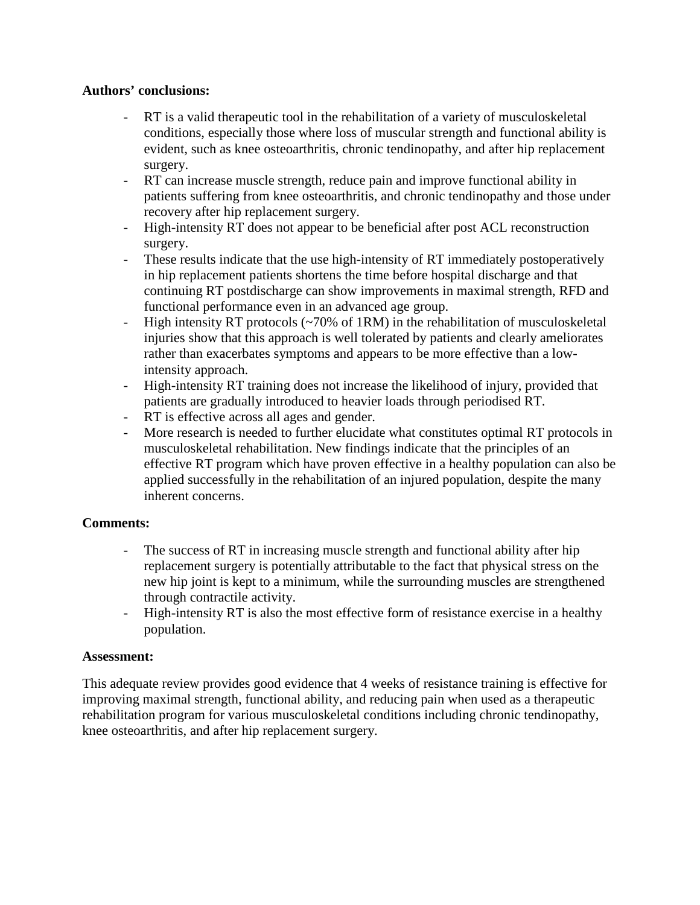**Authors' conclusions:**

- RT is a valid therapeutic tool in the rehabilitation of a variety of musculoskeletal conditions, especially those where loss of muscular strength and functional ability is evident, such as knee osteoarthritis, chronic tendinopathy, and after hip replacement surgery.
- RT can increase muscle strength, reduce pain and improve functional ability in patients suffering from knee osteoarthritis, and chronic tendinopathy and those under recovery after hip replacement surgery.
- High-intensity RT does not appear to be beneficial after post ACL reconstruction surgery.
- These results indicate that the use high-intensity of RT immediately postoperatively in hip replacement patients shortens the time before hospital discharge and that continuing RT postdischarge can show improvements in maximal strength, RFD and functional performance even in an advanced age group.
- High intensity RT protocols (~70% of 1RM) in the rehabilitation of musculoskeletal injuries show that this approach is well tolerated by patients and clearly ameliorates rather than exacerbates symptoms and appears to be more effective than a low-intensity approach.
- High-intensity RT training does not increase the likelihood of injury, provided that patients are gradually introduced to heavier loads through periodised RT.
- RT is effective across all ages and gender.
- More research is needed to further elucidate what constitutes optimal RT protocols in musculoskeletal rehabilitation. New findings indicate that the principles of an effective RT program which have proven effective in a healthy population can also be applied successfully in the rehabilitation of an injured population, despite the many inherent concerns.

**Comments:**

- The success of RT in increasing muscle strength and functional ability after hip replacement surgery is potentially attributable to the fact that physical stress on the new hip joint is kept to a minimum, while the surrounding muscles are strengthened through contractile activity.
- High-intensity RT is also the most effective form of resistance exercise in a healthy population.

**Assessment:**

This adequate review provides good evidence that 4 weeks of resistance training is effective for improving maximal strength, functional ability, and reducing pain when used as a therapeutic rehabilitation program for various musculoskeletal conditions including chronic tendinopathy, knee osteoarthritis, and after hip replacement surgery.